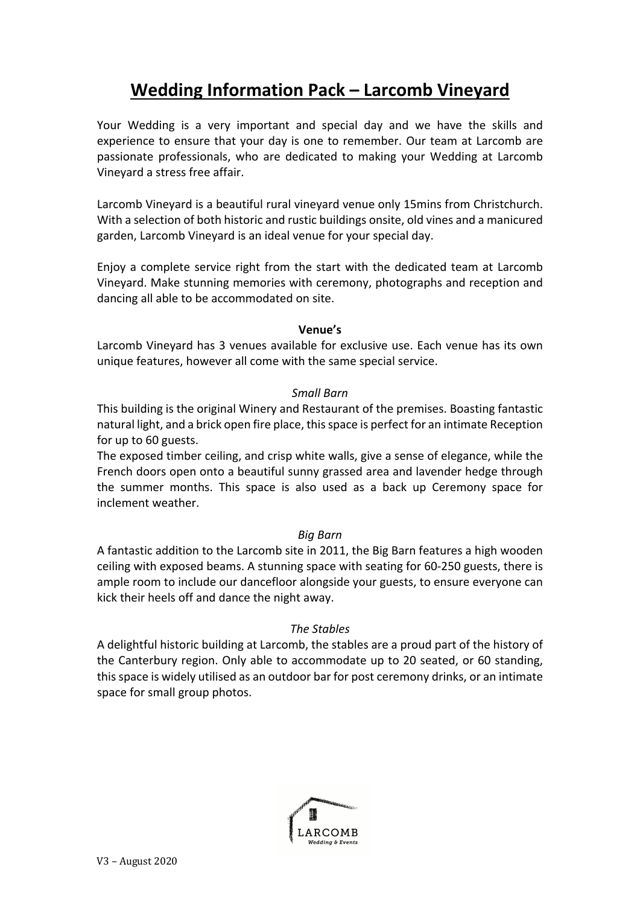# Wedding Information Pack – Larcomb Vineyard

Your Wedding is a very important and special day and we have the skills and experience to ensure that your day is one to remember. Our team at Larcomb are passionate professionals, who are dedicated to making your Wedding at Larcomb Vineyard a stress free affair.

Larcomb Vineyard is a beautiful rural vineyard venue only 15mins from Christchurch. With a selection of both historic and rustic buildings onsite, old vines and a manicured garden, Larcomb Vineyard is an ideal venue for your special day.

Enjoy a complete service right from the start with the dedicated team at Larcomb Vineyard. Make stunning memories with ceremony, photographs and reception and dancing all able to be accommodated on site.

## Venue's

Larcomb Vineyard has 3 venues available for exclusive use. Each venue has its own unique features, however all come with the same special service.

### *Small Barn*

This building is the original Winery and Restaurant of the premises. Boasting fantastic natural light, and a brick open fire place, this space is perfect for an intimate Reception for up to 60 guests.

The exposed timber ceiling, and crisp white walls, give a sense of elegance, while the French doors open onto a beautiful sunny grassed area and lavender hedge through the summer months. This space is also used as a back up Ceremony space for inclement weather.

### *Big Barn*

A fantastic addition to the Larcomb site in 2011, the Big Barn features a high wooden ceiling with exposed beams. A stunning space with seating for 60-250 guests, there is ample room to include our dancefloor alongside your guests, to ensure everyone can kick their heels off and dance the night away.

### *The Stables*

A delightful historic building at Larcomb, the stables are a proud part of the history of the Canterbury region. Only able to accommodate up to 20 seated, or 60 standing, this space is widely utilised as an outdoor bar for post ceremony drinks, or an intimate space for small group photos.

LARCOMB
*Wedding & Events*

V3 – August 2020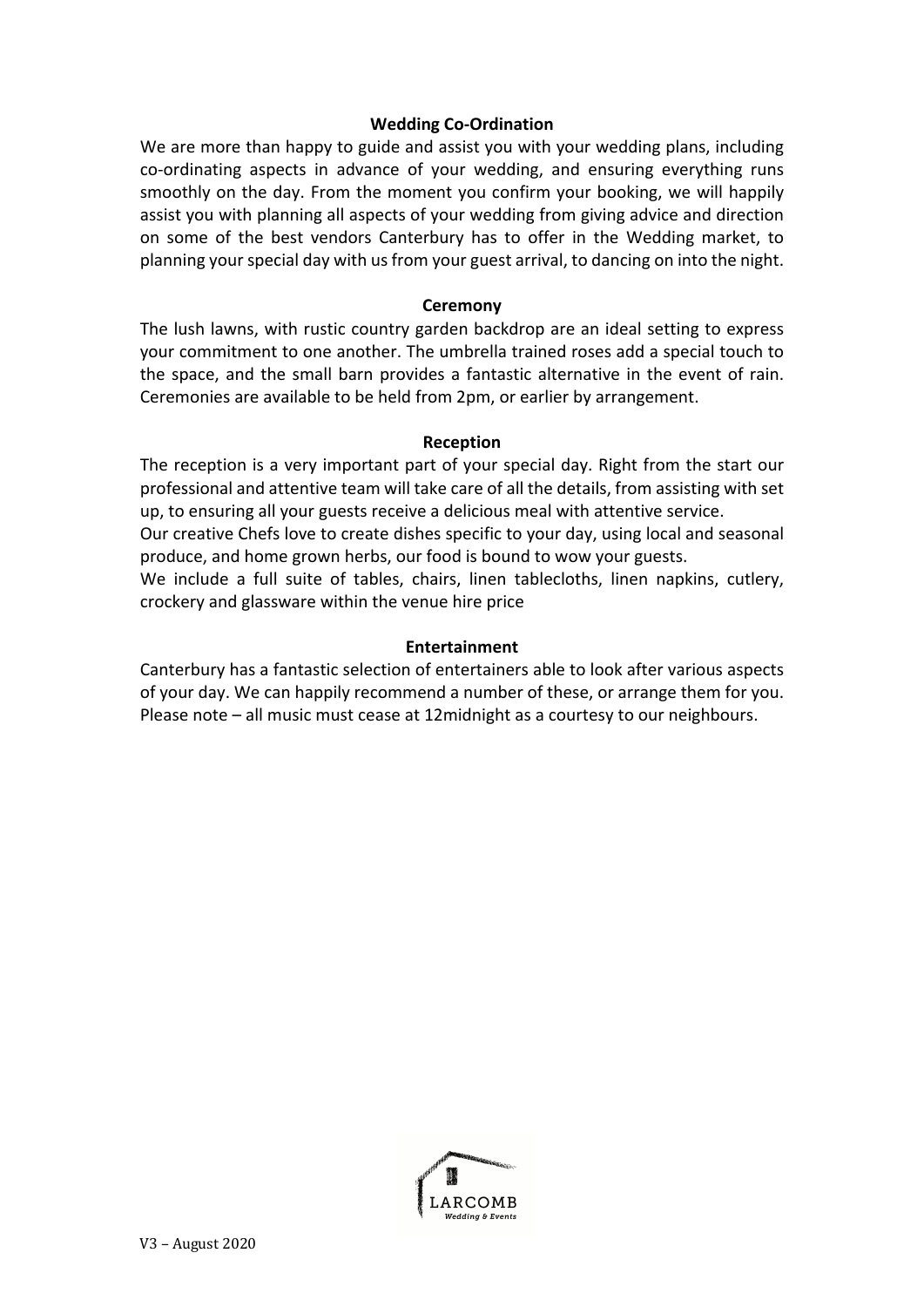**Wedding Co-Ordination**

We are more than happy to guide and assist you with your wedding plans, including co-ordinating aspects in advance of your wedding, and ensuring everything runs smoothly on the day. From the moment you confirm your booking, we will happily assist you with planning all aspects of your wedding from giving advice and direction on some of the best vendors Canterbury has to offer in the Wedding market, to planning your special day with us from your guest arrival, to dancing on into the night.

**Ceremony**

The lush lawns, with rustic country garden backdrop are an ideal setting to express your commitment to one another. The umbrella trained roses add a special touch to the space, and the small barn provides a fantastic alternative in the event of rain. Ceremonies are available to be held from 2pm, or earlier by arrangement.

**Reception**

The reception is a very important part of your special day. Right from the start our professional and attentive team will take care of all the details, from assisting with set up, to ensuring all your guests receive a delicious meal with attentive service.

Our creative Chefs love to create dishes specific to your day, using local and seasonal produce, and home grown herbs, our food is bound to wow your guests.

We include a full suite of tables, chairs, linen tablecloths, linen napkins, cutlery, crockery and glassware within the venue hire price

**Entertainment**

Canterbury has a fantastic selection of entertainers able to look after various aspects of your day. We can happily recommend a number of these, or arrange them for you. Please note – all music must cease at 12midnight as a courtesy to our neighbours.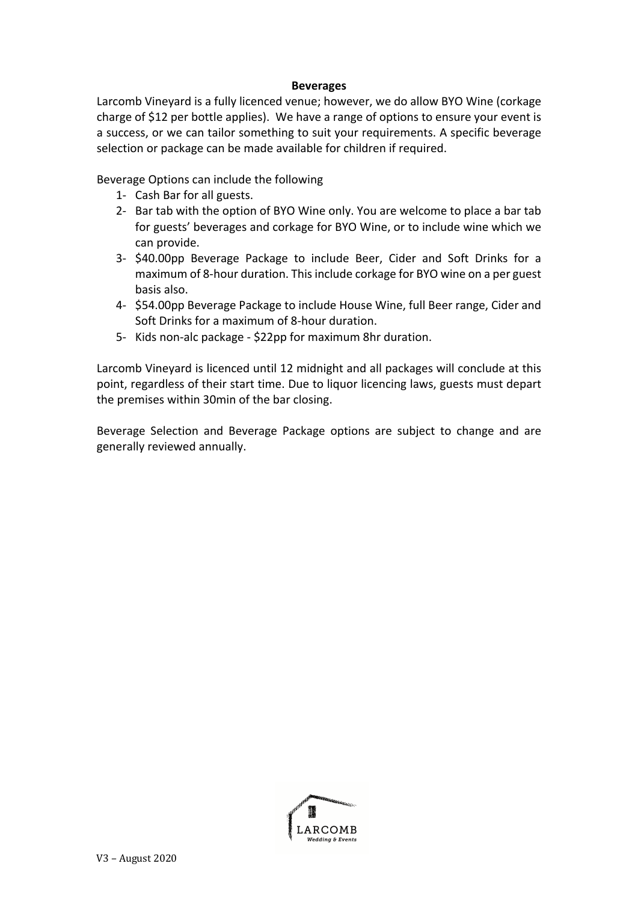## Beverages

Larcomb Vineyard is a fully licenced venue; however, we do allow BYO Wine (corkage charge of $12 per bottle applies). We have a range of options to ensure your event is a success, or we can tailor something to suit your requirements. A specific beverage selection or package can be made available for children if required.

Beverage Options can include the following

1- Cash Bar for all guests.
2- Bar tab with the option of BYO Wine only. You are welcome to place a bar tab for guests' beverages and corkage for BYO Wine, or to include wine which we can provide.
3- $40.00pp Beverage Package to include Beer, Cider and Soft Drinks for a maximum of 8-hour duration. This include corkage for BYO wine on a per guest basis also.
4- $54.00pp Beverage Package to include House Wine, full Beer range, Cider and Soft Drinks for a maximum of 8-hour duration.
5- Kids non-alc package - $22pp for maximum 8hr duration.

Larcomb Vineyard is licenced until 12 midnight and all packages will conclude at this point, regardless of their start time. Due to liquor licencing laws, guests must depart the premises within 30min of the bar closing.

Beverage Selection and Beverage Package options are subject to change and are generally reviewed annually.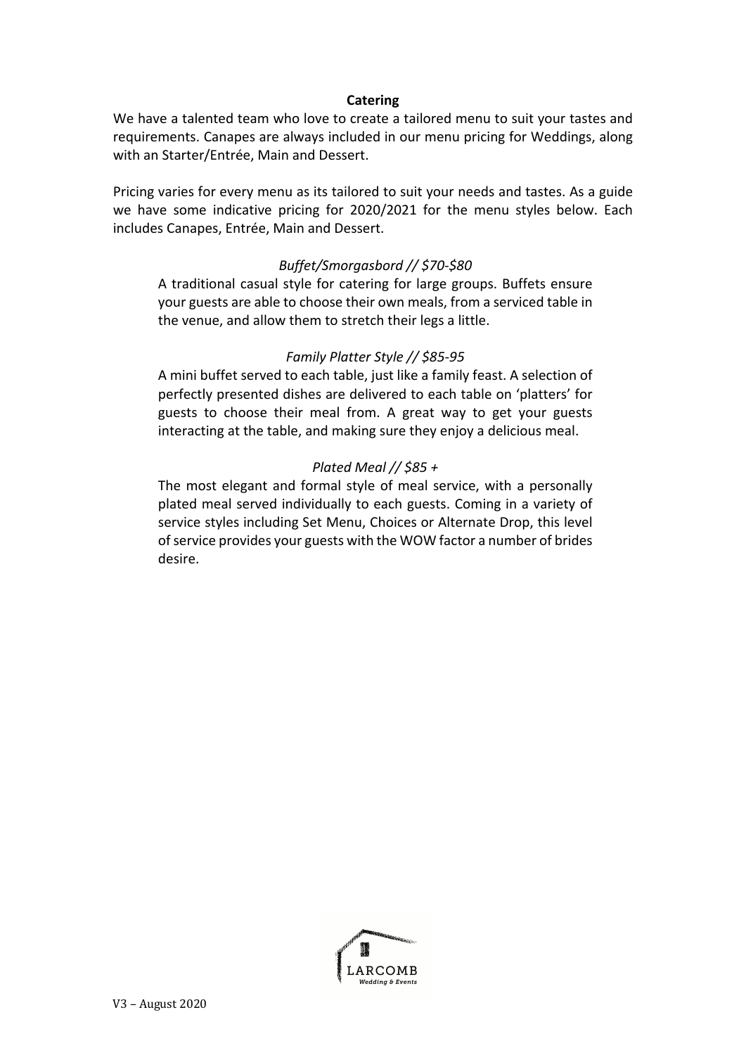## Catering

We have a talented team who love to create a tailored menu to suit your tastes and requirements. Canapes are always included in our menu pricing for Weddings, along with an Starter/Entrée, Main and Dessert.

Pricing varies for every menu as its tailored to suit your needs and tastes. As a guide we have some indicative pricing for 2020/2021 for the menu styles below. Each includes Canapes, Entrée, Main and Dessert.

*Buffet/Smorgasbord // $70-$80*

A traditional casual style for catering for large groups. Buffets ensure your guests are able to choose their own meals, from a serviced table in the venue, and allow them to stretch their legs a little.

*Family Platter Style // $85-95*

A mini buffet served to each table, just like a family feast. A selection of perfectly presented dishes are delivered to each table on 'platters' for guests to choose their meal from. A great way to get your guests interacting at the table, and making sure they enjoy a delicious meal.

*Plated Meal // $85 +*

The most elegant and formal style of meal service, with a personally plated meal served individually to each guests. Coming in a variety of service styles including Set Menu, Choices or Alternate Drop, this level of service provides your guests with the WOW factor a number of brides desire.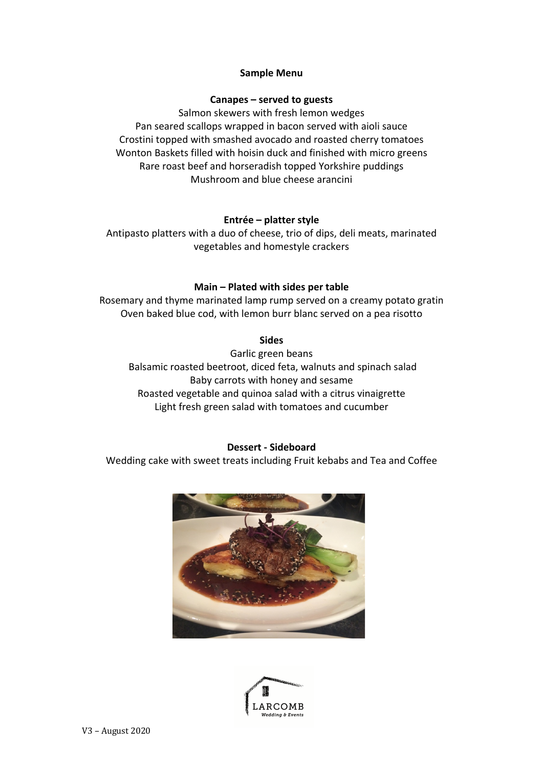**Sample Menu**

**Canapes – served to guests**

Salmon skewers with fresh lemon wedges
Pan seared scallops wrapped in bacon served with aioli sauce
Crostini topped with smashed avocado and roasted cherry tomatoes
Wonton Baskets filled with hoisin duck and finished with micro greens
Rare roast beef and horseradish topped Yorkshire puddings
Mushroom and blue cheese arancini

**Entrée – platter style**

Antipasto platters with a duo of cheese, trio of dips, deli meats, marinated vegetables and homestyle crackers

**Main – Plated with sides per table**

Rosemary and thyme marinated lamp rump served on a creamy potato gratin
Oven baked blue cod, with lemon burr blanc served on a pea risotto

**Sides**

Garlic green beans
Balsamic roasted beetroot, diced feta, walnuts and spinach salad
Baby carrots with honey and sesame
Roasted vegetable and quinoa salad with a citrus vinaigrette
Light fresh green salad with tomatoes and cucumber

**Dessert - Sideboard**

Wedding cake with sweet treats including Fruit kebabs and Tea and Coffee

V3 – August 2020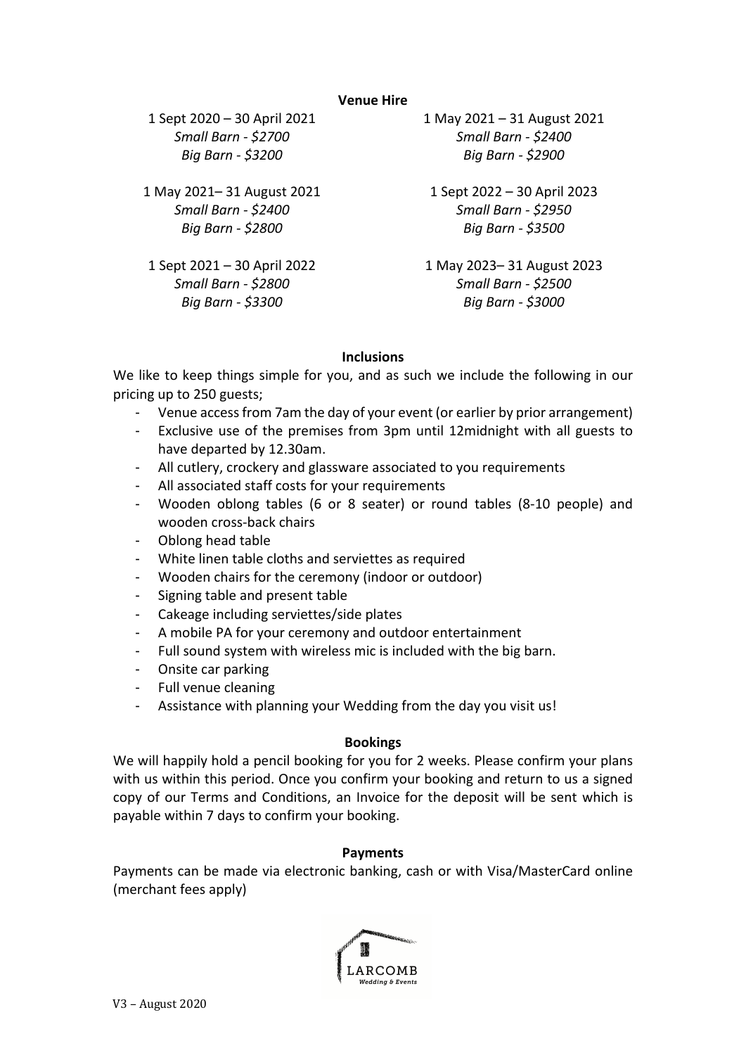## Venue Hire

1 Sept 2020 – 30 April 2021
*Small Barn - $2700*
*Big Barn - $3200*

1 May 2021– 31 August 2021
*Small Barn - $2400*
*Big Barn - $2800*

1 Sept 2021 – 30 April 2022
*Small Barn - $2800*
*Big Barn - $3300*

1 May 2021 – 31 August 2021
*Small Barn - $2400*
*Big Barn - $2900*

1 Sept 2022 – 30 April 2023
*Small Barn - $2950*
*Big Barn - $3500*

1 May 2023– 31 August 2023
*Small Barn - $2500*
*Big Barn - $3000*

## Inclusions

We like to keep things simple for you, and as such we include the following in our pricing up to 250 guests;

- Venue access from 7am the day of your event (or earlier by prior arrangement)
- Exclusive use of the premises from 3pm until 12midnight with all guests to have departed by 12.30am.
- All cutlery, crockery and glassware associated to you requirements
- All associated staff costs for your requirements
- Wooden oblong tables (6 or 8 seater) or round tables (8-10 people) and wooden cross-back chairs
- Oblong head table
- White linen table cloths and serviettes as required
- Wooden chairs for the ceremony (indoor or outdoor)
- Signing table and present table
- Cakeage including serviettes/side plates
- A mobile PA for your ceremony and outdoor entertainment
- Full sound system with wireless mic is included with the big barn.
- Onsite car parking
- Full venue cleaning
- Assistance with planning your Wedding from the day you visit us!

## Bookings

We will happily hold a pencil booking for you for 2 weeks. Please confirm your plans with us within this period. Once you confirm your booking and return to us a signed copy of our Terms and Conditions, an Invoice for the deposit will be sent which is payable within 7 days to confirm your booking.

## Payments

Payments can be made via electronic banking, cash or with Visa/MasterCard online (merchant fees apply)

LARCOMB
*Wedding & Events*

V3 – August 2020